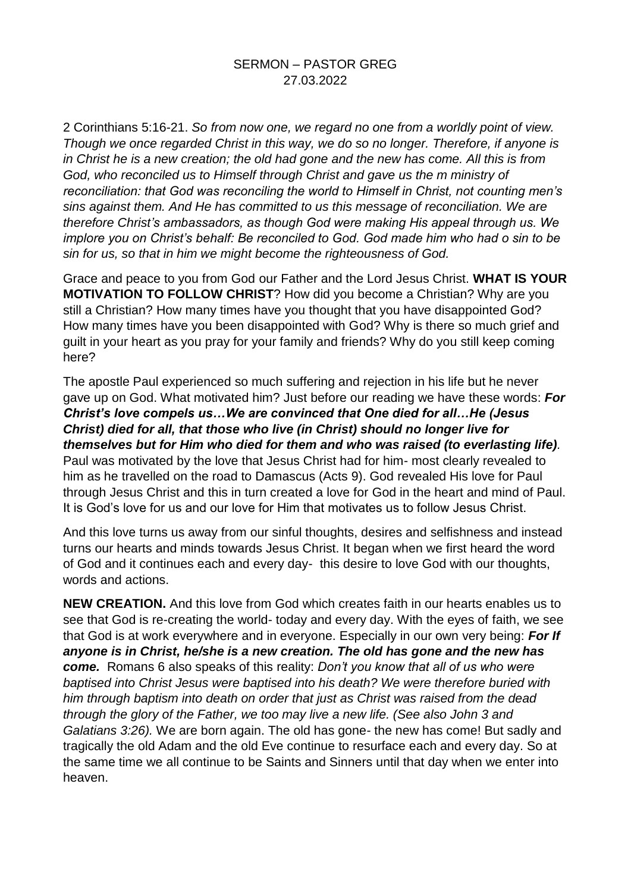SERMON – PASTOR GREG
27.03.2022

2 Corinthians 5:16-21. *So from now one, we regard no one from a worldly point of view. Though we once regarded Christ in this way, we do so no longer. Therefore, if anyone is in Christ he is a new creation; the old had gone and the new has come. All this is from God, who reconciled us to Himself through Christ and gave us the m ministry of reconciliation: that God was reconciling the world to Himself in Christ, not counting men's sins against them. And He has committed to us this message of reconciliation. We are therefore Christ's ambassadors, as though God were making His appeal through us. We implore you on Christ's behalf: Be reconciled to God. God made him who had o sin to be sin for us, so that in him we might become the righteousness of God.*

Grace and peace to you from God our Father and the Lord Jesus Christ. **WHAT IS YOUR MOTIVATION TO FOLLOW CHRIST**? How did you become a Christian? Why are you still a Christian? How many times have you thought that you have disappointed God? How many times have you been disappointed with God? Why is there so much grief and guilt in your heart as you pray for your family and friends? Why do you still keep coming here?

The apostle Paul experienced so much suffering and rejection in his life but he never gave up on God. What motivated him? Just before our reading we have these words: ***For Christ's love compels us…We are convinced that One died for all…He (Jesus Christ) died for all, that those who live (in Christ) should no longer live for themselves but for Him who died for them and who was raised (to everlasting life)***. Paul was motivated by the love that Jesus Christ had for him- most clearly revealed to him as he travelled on the road to Damascus (Acts 9). God revealed His love for Paul through Jesus Christ and this in turn created a love for God in the heart and mind of Paul. It is God's love for us and our love for Him that motivates us to follow Jesus Christ.

And this love turns us away from our sinful thoughts, desires and selfishness and instead turns our hearts and minds towards Jesus Christ. It began when we first heard the word of God and it continues each and every day- this desire to love God with our thoughts, words and actions.

**NEW CREATION.** And this love from God which creates faith in our hearts enables us to see that God is re-creating the world- today and every day. With the eyes of faith, we see that God is at work everywhere and in everyone. Especially in our own very being: ***For If anyone is in Christ, he/she is a new creation. The old has gone and the new has come.*** Romans 6 also speaks of this reality: *Don't you know that all of us who were baptised into Christ Jesus were baptised into his death? We were therefore buried with him through baptism into death on order that just as Christ was raised from the dead through the glory of the Father, we too may live a new life. (See also John 3 and Galatians 3:26).* We are born again. The old has gone- the new has come! But sadly and tragically the old Adam and the old Eve continue to resurface each and every day. So at the same time we all continue to be Saints and Sinners until that day when we enter into heaven.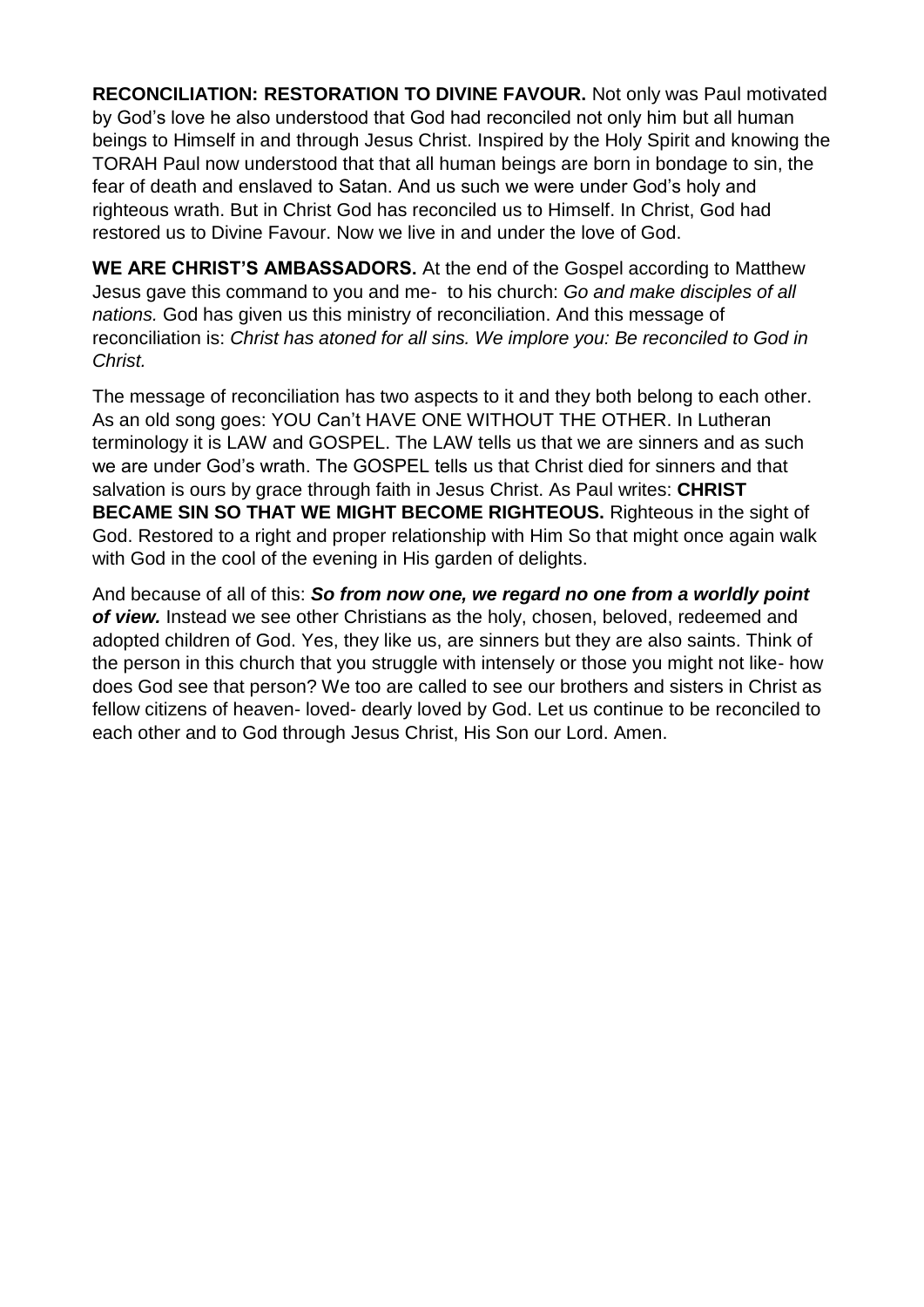**RECONCILIATION: RESTORATION TO DIVINE FAVOUR.** Not only was Paul motivated by God's love he also understood that God had reconciled not only him but all human beings to Himself in and through Jesus Christ. Inspired by the Holy Spirit and knowing the TORAH Paul now understood that that all human beings are born in bondage to sin, the fear of death and enslaved to Satan. And us such we were under God's holy and righteous wrath. But in Christ God has reconciled us to Himself. In Christ, God had restored us to Divine Favour. Now we live in and under the love of God.

**WE ARE CHRIST'S AMBASSADORS.** At the end of the Gospel according to Matthew Jesus gave this command to you and me- to his church: *Go and make disciples of all nations.* God has given us this ministry of reconciliation. And this message of reconciliation is: *Christ has atoned for all sins. We implore you: Be reconciled to God in Christ.*

The message of reconciliation has two aspects to it and they both belong to each other. As an old song goes: YOU Can't HAVE ONE WITHOUT THE OTHER. In Lutheran terminology it is LAW and GOSPEL. The LAW tells us that we are sinners and as such we are under God's wrath. The GOSPEL tells us that Christ died for sinners and that salvation is ours by grace through faith in Jesus Christ. As Paul writes: **CHRIST BECAME SIN SO THAT WE MIGHT BECOME RIGHTEOUS.** Righteous in the sight of God. Restored to a right and proper relationship with Him So that might once again walk with God in the cool of the evening in His garden of delights.

And because of all of this: ***So from now one, we regard no one from a worldly point of view.*** Instead we see other Christians as the holy, chosen, beloved, redeemed and adopted children of God. Yes, they like us, are sinners but they are also saints. Think of the person in this church that you struggle with intensely or those you might not like- how does God see that person? We too are called to see our brothers and sisters in Christ as fellow citizens of heaven- loved- dearly loved by God. Let us continue to be reconciled to each other and to God through Jesus Christ, His Son our Lord. Amen.